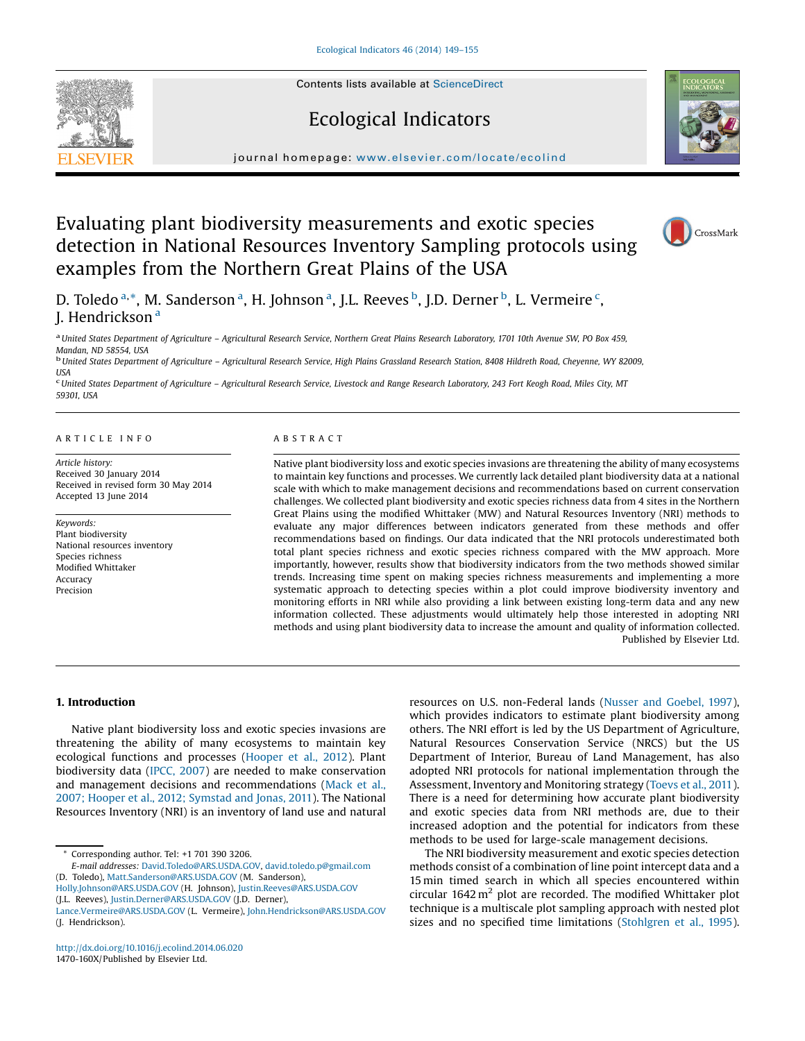# Evaluating plant biodiversity measurements and exotic species detection in National Resources Inventory Sampling protocols using examples from the Northern Great Plains of the USA

D. Toledo [a,*], M. Sanderson [a], H. Johnson [a], J.L. Reeves [b], J.D. Derner [b], L. Vermeire [c], J. Hendrickson [a]

[a] United States Department of Agriculture – Agricultural Research Service, Northern Great Plains Research Laboratory, 1701 10th Avenue SW, PO Box 459, Mandan, ND 58554, USA

[b] United States Department of Agriculture – Agricultural Research Service, High Plains Grassland Research Station, 8408 Hildreth Road, Cheyenne, WY 82009, USA

[c] United States Department of Agriculture – Agricultural Research Service, Livestock and Range Research Laboratory, 243 Fort Keogh Road, Miles City, MT 59301, USA

## ARTICLE INFO

*Article history:*
Received 30 January 2014
Received in revised form 30 May 2014
Accepted 13 June 2014

*Keywords:*
Plant biodiversity
National resources inventory
Species richness
Modified Whittaker
Accuracy
Precision

## ABSTRACT

Native plant biodiversity loss and exotic species invasions are threatening the ability of many ecosystems to maintain key functions and processes. We currently lack detailed plant biodiversity data at a national scale with which to make management decisions and recommendations based on current conservation challenges. We collected plant biodiversity and exotic species richness data from 4 sites in the Northern Great Plains using the modified Whittaker (MW) and Natural Resources Inventory (NRI) methods to evaluate any major differences between indicators generated from these methods and offer recommendations based on findings. Our data indicated that the NRI protocols underestimated both total plant species richness and exotic species richness compared with the MW approach. More importantly, however, results show that biodiversity indicators from the two methods showed similar trends. Increasing time spent on making species richness measurements and implementing a more systematic approach to detecting species within a plot could improve biodiversity inventory and monitoring efforts in NRI while also providing a link between existing long-term data and any new information collected. These adjustments would ultimately help those interested in adopting NRI methods and using plant biodiversity data to increase the amount and quality of information collected.

Published by Elsevier Ltd.

## 1. Introduction

Native plant biodiversity loss and exotic species invasions are threatening the ability of many ecosystems to maintain key ecological functions and processes (Hooper et al., 2012). Plant biodiversity data (IPCC, 2007) are needed to make conservation and management decisions and recommendations (Mack et al., 2007; Hooper et al., 2012; Symstad and Jonas, 2011). The National Resources Inventory (NRI) is an inventory of land use and natural resources on U.S. non-Federal lands (Nusser and Goebel, 1997), which provides indicators to estimate plant biodiversity among others. The NRI effort is led by the US Department of Agriculture, Natural Resources Conservation Service (NRCS) but the US Department of Interior, Bureau of Land Management, has also adopted NRI protocols for national implementation through the Assessment, Inventory and Monitoring strategy (Toevs et al., 2011). There is a need for determining how accurate plant biodiversity and exotic species data from NRI methods are, due to their increased adoption and the potential for indicators from these methods to be used for large-scale management decisions.

The NRI biodiversity measurement and exotic species detection methods consist of a combination of line point intercept data and a 15 min timed search in which all species encountered within circular 1642 m$^2$ plot are recorded. The modified Whittaker plot technique is a multiscale plot sampling approach with nested plot sizes and no specified time limitations (Stohlgren et al., 1995).

* Corresponding author. Tel: +1 701 390 3206.
*E-mail addresses:* David.Toledo@ARS.USDA.GOV, david.toledo.p@gmail.com (D. Toledo), Matt.Sanderson@ARS.USDA.GOV (M. Sanderson), Holly.Johnson@ARS.USDA.GOV (H. Johnson), Justin.Reeves@ARS.USDA.GOV (J.L. Reeves), Justin.Derner@ARS.USDA.GOV (J.D. Derner), Lance.Vermeire@ARS.USDA.GOV (L. Vermeire), John.Hendrickson@ARS.USDA.GOV (J. Hendrickson).

http://dx.doi.org/10.1016/j.ecolind.2014.06.020
1470-160X/Published by Elsevier Ltd.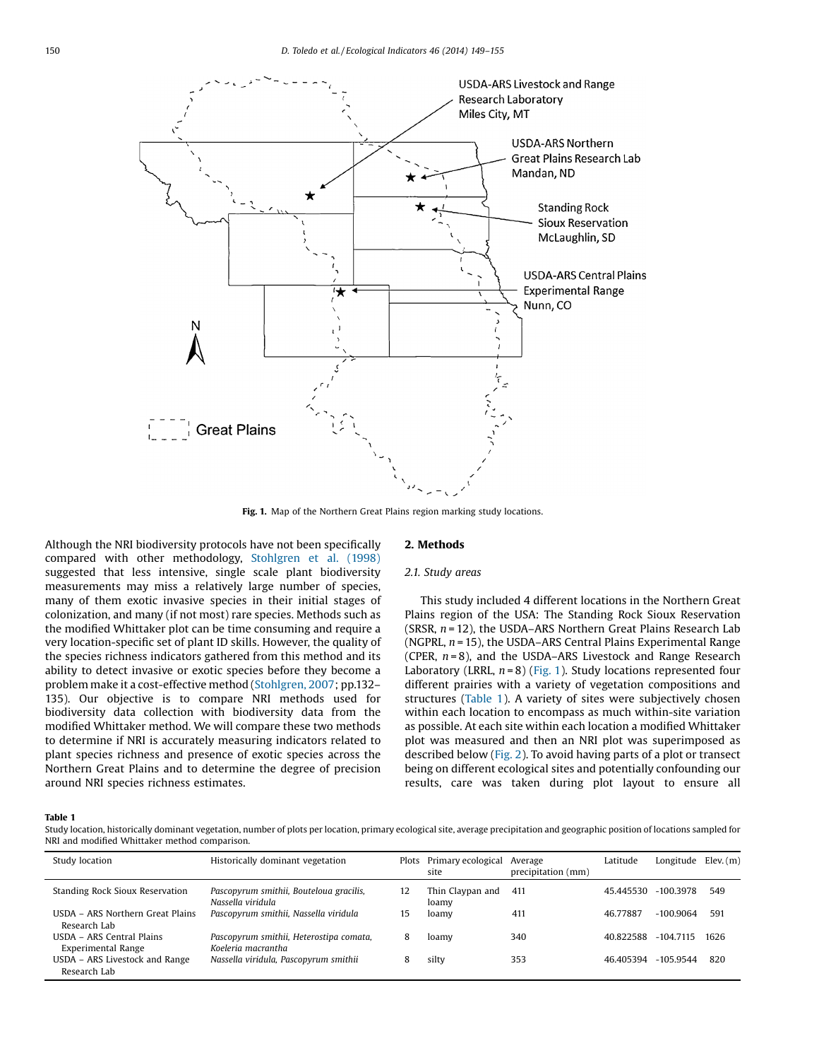Fig. 1. Map of the Northern Great Plains region marking study locations.

Although the NRI biodiversity protocols have not been specifically compared with other methodology, Stohlgren et al. (1998) suggested that less intensive, single scale plant biodiversity measurements may miss a relatively large number of species, many of them exotic invasive species in their initial stages of colonization, and many (if not most) rare species. Methods such as the modified Whittaker plot can be time consuming and require a very location-specific set of plant ID skills. However, the quality of the species richness indicators gathered from this method and its ability to detect invasive or exotic species before they become a problem make it a cost-effective method (Stohlgren, 2007; pp.132–135). Our objective is to compare NRI methods used for biodiversity data collection with biodiversity data from the modified Whittaker method. We will compare these two methods to determine if NRI is accurately measuring indicators related to plant species richness and presence of exotic species across the Northern Great Plains and to determine the degree of precision around NRI species richness estimates.

## 2. Methods

### 2.1. Study areas

This study included 4 different locations in the Northern Great Plains region of the USA: The Standing Rock Sioux Reservation (SRSR, $n = 12$), the USDA–ARS Northern Great Plains Research Lab (NGPRL, $n = 15$), the USDA–ARS Central Plains Experimental Range (CPER, $n = 8$), and the USDA–ARS Livestock and Range Research Laboratory (LRRL, $n = 8$) (Fig. 1). Study locations represented four different prairies with a variety of vegetation compositions and structures (Table 1). A variety of sites were subjectively chosen within each location to encompass as much within-site variation as possible. At each site within each location a modified Whittaker plot was measured and then an NRI plot was superimposed as described below (Fig. 2). To avoid having parts of a plot or transect being on different ecological sites and potentially confounding our results, care was taken during plot layout to ensure all

**Table 1**
Study location, historically dominant vegetation, number of plots per location, primary ecological site, average precipitation and geographic position of locations sampled for NRI and modified Whittaker method comparison.

| Study location | Historically dominant vegetation | Plots | Primary ecological site | Average precipitation (mm) | Latitude | Longitude | Elev. (m) |
|---|---|---|---|---|---|---|---|
| Standing Rock Sioux Reservation | *Pascopyrum smithii, Bouteloua gracilis, Nassella viridula* | 12 | Thin Claypan and loamy | 411 | 45.445530 | -100.3978 | 549 |
| USDA – ARS Northern Great Plains Research Lab | *Pascopyrum smithii, Nassella viridula* | 15 | loamy | 411 | 46.77887 | -100.9064 | 591 |
| USDA – ARS Central Plains Experimental Range | *Pascopyrum smithii, Heterostipa comata, Koeleria macrantha* | 8 | loamy | 340 | 40.822588 | -104.7115 | 1626 |
| USDA – ARS Livestock and Range Research Lab | *Nassella viridula, Pascopyrum smithii* | 8 | silty | 353 | 46.405394 | -105.9544 | 820 |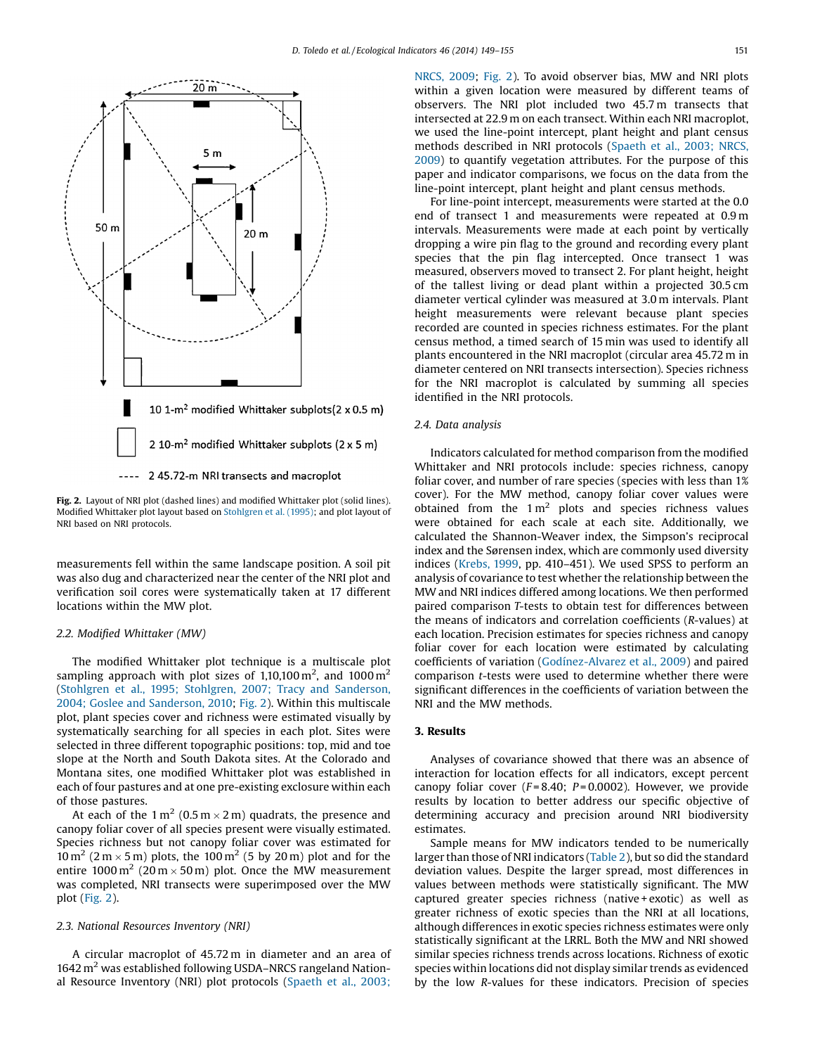Fig. 2. Layout of NRI plot (dashed lines) and modified Whittaker plot (solid lines). Modified Whittaker plot layout based on Stohlgren et al. (1995); and plot layout of NRI based on NRI protocols.

measurements fell within the same landscape position. A soil pit was also dug and characterized near the center of the NRI plot and verification soil cores were systematically taken at 17 different locations within the MW plot.

### 2.2. Modified Whittaker (MW)

The modified Whittaker plot technique is a multiscale plot sampling approach with plot sizes of 1,10,100 $m^2$, and 1000 $m^2$ (Stohlgren et al., 1995; Stohlgren, 2007; Tracy and Sanderson, 2004; Goslee and Sanderson, 2010; Fig. 2). Within this multiscale plot, plant species cover and richness were estimated visually by systematically searching for all species in each plot. Sites were selected in three different topographic positions: top, mid and toe slope at the North and South Dakota sites. At the Colorado and Montana sites, one modified Whittaker plot was established in each of four pastures and at one pre-existing exclosure within each of those pastures.

At each of the 1 $m^2$ (0.5 m × 2 m) quadrats, the presence and canopy foliar cover of all species present were visually estimated. Species richness but not canopy foliar cover was estimated for 10 $m^2$ (2 m × 5 m) plots, the 100 $m^2$ (5 by 20 m) plot and for the entire 1000 $m^2$ (20 m × 50 m) plot. Once the MW measurement was completed, NRI transects were superimposed over the MW plot (Fig. 2).

### 2.3. National Resources Inventory (NRI)

A circular macroplot of 45.72 m in diameter and an area of 1642 $m^2$ was established following USDA–NRCS rangeland National Resource Inventory (NRI) plot protocols (Spaeth et al., 2003; NRCS, 2009; Fig. 2). To avoid observer bias, MW and NRI plots within a given location were measured by different teams of observers. The NRI plot included two 45.7 m transects that intersected at 22.9 m on each transect. Within each NRI macroplot, we used the line-point intercept, plant height and plant census methods described in NRI protocols (Spaeth et al., 2003; NRCS, 2009) to quantify vegetation attributes. For the purpose of this paper and indicator comparisons, we focus on the data from the line-point intercept, plant height and plant census methods.

For line-point intercept, measurements were started at the 0.0 end of transect 1 and measurements were repeated at 0.9 m intervals. Measurements were made at each point by vertically dropping a wire pin flag to the ground and recording every plant species that the pin flag intercepted. Once transect 1 was measured, observers moved to transect 2. For plant height, height of the tallest living or dead plant within a projected 30.5 cm diameter vertical cylinder was measured at 3.0 m intervals. Plant height measurements were relevant because plant species recorded are counted in species richness estimates. For the plant census method, a timed search of 15 min was used to identify all plants encountered in the NRI macroplot (circular area 45.72 m in diameter centered on NRI transects intersection). Species richness for the NRI macroplot is calculated by summing all species identified in the NRI protocols.

### 2.4. Data analysis

Indicators calculated for method comparison from the modified Whittaker and NRI protocols include: species richness, canopy foliar cover, and number of rare species (species with less than 1% cover). For the MW method, canopy foliar cover values were obtained from the 1 $m^2$ plots and species richness values were obtained for each scale at each site. Additionally, we calculated the Shannon-Weaver index, the Simpson's reciprocal index and the Sørensen index, which are commonly used diversity indices (Krebs, 1999, pp. 410–451). We used SPSS to perform an analysis of covariance to test whether the relationship between the MW and NRI indices differed among locations. We then performed paired comparison $T$-tests to obtain test for differences between the means of indicators and correlation coefficients ($R$-values) at each location. Precision estimates for species richness and canopy foliar cover for each location were estimated by calculating coefficients of variation (Godínez-Alvarez et al., 2009) and paired comparison $t$-tests were used to determine whether there were significant differences in the coefficients of variation between the NRI and the MW methods.

## 3. Results

Analyses of covariance showed that there was an absence of interaction for location effects for all indicators, except percent canopy foliar cover ($F$ = 8.40; $P$ = 0.0002). However, we provide results by location to better address our specific objective of determining accuracy and precision around NRI biodiversity estimates.

Sample means for MW indicators tended to be numerically larger than those of NRI indicators (Table 2), but so did the standard deviation values. Despite the larger spread, most differences in values between methods were statistically significant. The MW captured greater species richness (native + exotic) as well as greater richness of exotic species than the NRI at all locations, although differences in exotic species richness estimates were only statistically significant at the LRRL. Both the MW and NRI showed similar species richness trends across locations. Richness of exotic species within locations did not display similar trends as evidenced by the low $R$-values for these indicators. Precision of species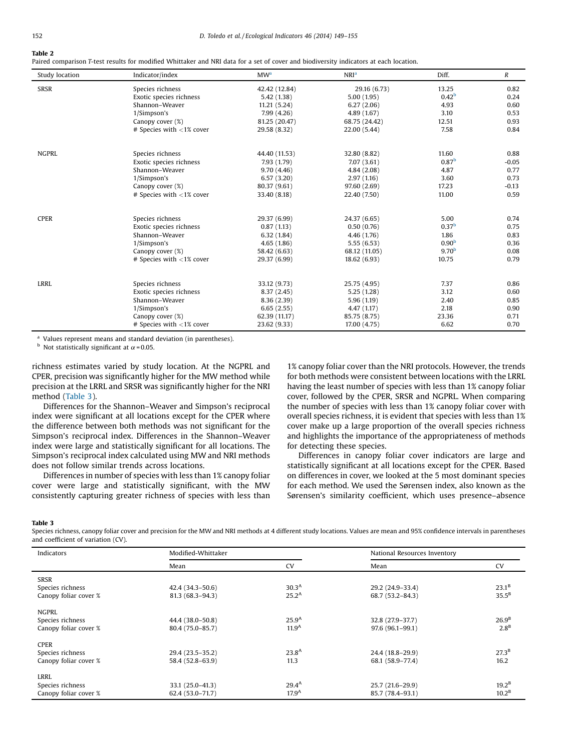**Table 2**
Paired comparison T-test results for modified Whittaker and NRI data for a set of cover and biodiversity indicators at each location.

| Study location | Indicator/index | MW[a] | NRI[a] | Diff. | R |
|---|---|---|---|---|---|
| SRSR | Species richness | 42.42 (12.84) | 29.16 (6.73) | 13.25 | 0.82 |
| | Exotic species richness | 5.42 (1.38) | 5.00 (1.95) | 0.42[b] | 0.24 |
| | Shannon–Weaver | 11.21 (5.24) | 6.27 (2.06) | 4.93 | 0.60 |
| | 1/Simpson's | 7.99 (4.26) | 4.89 (1.67) | 3.10 | 0.53 |
| | Canopy cover (%) | 81.25 (20.47) | 68.75 (24.42) | 12.51 | 0.93 |
| | # Species with <1% cover | 29.58 (8.32) | 22.00 (5.44) | 7.58 | 0.84 |
| NGPRL | Species richness | 44.40 (11.53) | 32.80 (8.82) | 11.60 | 0.88 |
| | Exotic species richness | 7.93 (1.79) | 7.07 (3.61) | 0.87[b] | -0.05 |
| | Shannon–Weaver | 9.70 (4.46) | 4.84 (2.08) | 4.87 | 0.77 |
| | 1/Simpson's | 6.57 (3.20) | 2.97 (1.16) | 3.60 | 0.73 |
| | Canopy cover (%) | 80.37 (9.61) | 97.60 (2.69) | 17.23 | -0.13 |
| | # Species with <1% cover | 33.40 (8.18) | 22.40 (7.50) | 11.00 | 0.59 |
| CPER | Species richness | 29.37 (6.99) | 24.37 (6.65) | 5.00 | 0.74 |
| | Exotic species richness | 0.87 (1.13) | 0.50 (0.76) | 0.37[b] | 0.75 |
| | Shannon–Weaver | 6.32 (1.84) | 4.46 (1.76) | 1.86 | 0.83 |
| | 1/Simpson's | 4.65 (1.86) | 5.55 (6.53) | 0.90[b] | 0.36 |
| | Canopy cover (%) | 58.42 (6.63) | 68.12 (11.05) | 9.70[b] | 0.08 |
| | # Species with <1% cover | 29.37 (6.99) | 18.62 (6.93) | 10.75 | 0.79 |
| LRRL | Species richness | 33.12 (9.73) | 25.75 (4.95) | 7.37 | 0.86 |
| | Exotic species richness | 8.37 (2.45) | 5.25 (1.28) | 3.12 | 0.60 |
| | Shannon–Weaver | 8.36 (2.39) | 5.96 (1.19) | 2.40 | 0.85 |
| | 1/Simpson's | 6.65 (2.55) | 4.47 (1.17) | 2.18 | 0.90 |
| | Canopy cover (%) | 62.39 (11.17) | 85.75 (8.75) | 23.36 | 0.71 |
| | # Species with <1% cover | 23.62 (9.33) | 17.00 (4.75) | 6.62 | 0.70 |

[a] Values represent means and standard deviation (in parentheses).
[b] Not statistically significant at $\alpha = 0.05$.

richness estimates varied by study location. At the NGPRL and CPER, precision was significantly higher for the MW method while precision at the LRRL and SRSR was significantly higher for the NRI method (Table 3).

Differences for the Shannon–Weaver and Simpson's reciprocal index were significant at all locations except for the CPER where the difference between both methods was not significant for the Simpson's reciprocal index. Differences in the Shannon–Weaver index were large and statistically significant for all locations. The Simpson's reciprocal index calculated using MW and NRI methods does not follow similar trends across locations.

Differences in number of species with less than 1% canopy foliar cover were large and statistically significant, with the MW consistently capturing greater richness of species with less than 1% canopy foliar cover than the NRI protocols. However, the trends for both methods were consistent between locations with the LRRL having the least number of species with less than 1% canopy foliar cover, followed by the CPER, SRSR and NGPRL. When comparing the number of species with less than 1% canopy foliar cover with overall species richness, it is evident that species with less than 1% cover make up a large proportion of the overall species richness and highlights the importance of the appropriateness of methods for detecting these species.

Differences in canopy foliar cover indicators are large and statistically significant at all locations except for the CPER. Based on differences in cover, we looked at the 5 most dominant species for each method. We used the Sørensen index, also known as the Sørensen's similarity coefficient, which uses presence–absence

**Table 3**
Species richness, canopy foliar cover and precision for the MW and NRI methods at 4 different study locations. Values are mean and 95% confidence intervals in parentheses and coefficient of variation (CV).

| Indicators | Modified-Whittaker | | National Resources Inventory | |
|---|---|---|---|---|
| | Mean | CV | Mean | CV |
| SRSR | | | | |
| Species richness | 42.4 (34.3–50.6) | 30.3[A] | 29.2 (24.9–33.4) | 23.1[B] |
| Canopy foliar cover % | 81.3 (68.3–94.3) | 25.2[A] | 68.7 (53.2–84.3) | 35.5[B] |
| NGPRL | | | | |
| Species richness | 44.4 (38.0–50.8) | 25.9[A] | 32.8 (27.9–37.7) | 26.9[B] |
| Canopy foliar cover % | 80.4 (75.0–85.7) | 11.9[A] | 97.6 (96.1–99.1) | 2.8[B] |
| CPER | | | | |
| Species richness | 29.4 (23.5–35.2) | 23.8[A] | 24.4 (18.8–29.9) | 27.3[B] |
| Canopy foliar cover % | 58.4 (52.8–63.9) | 11.3 | 68.1 (58.9–77.4) | 16.2 |
| LRRL | | | | |
| Species richness | 33.1 (25.0–41.3) | 29.4[A] | 25.7 (21.6–29.9) | 19.2[B] |
| Canopy foliar cover % | 62.4 (53.0–71.7) | 17.9[A] | 85.7 (78.4–93.1) | 10.2[B] |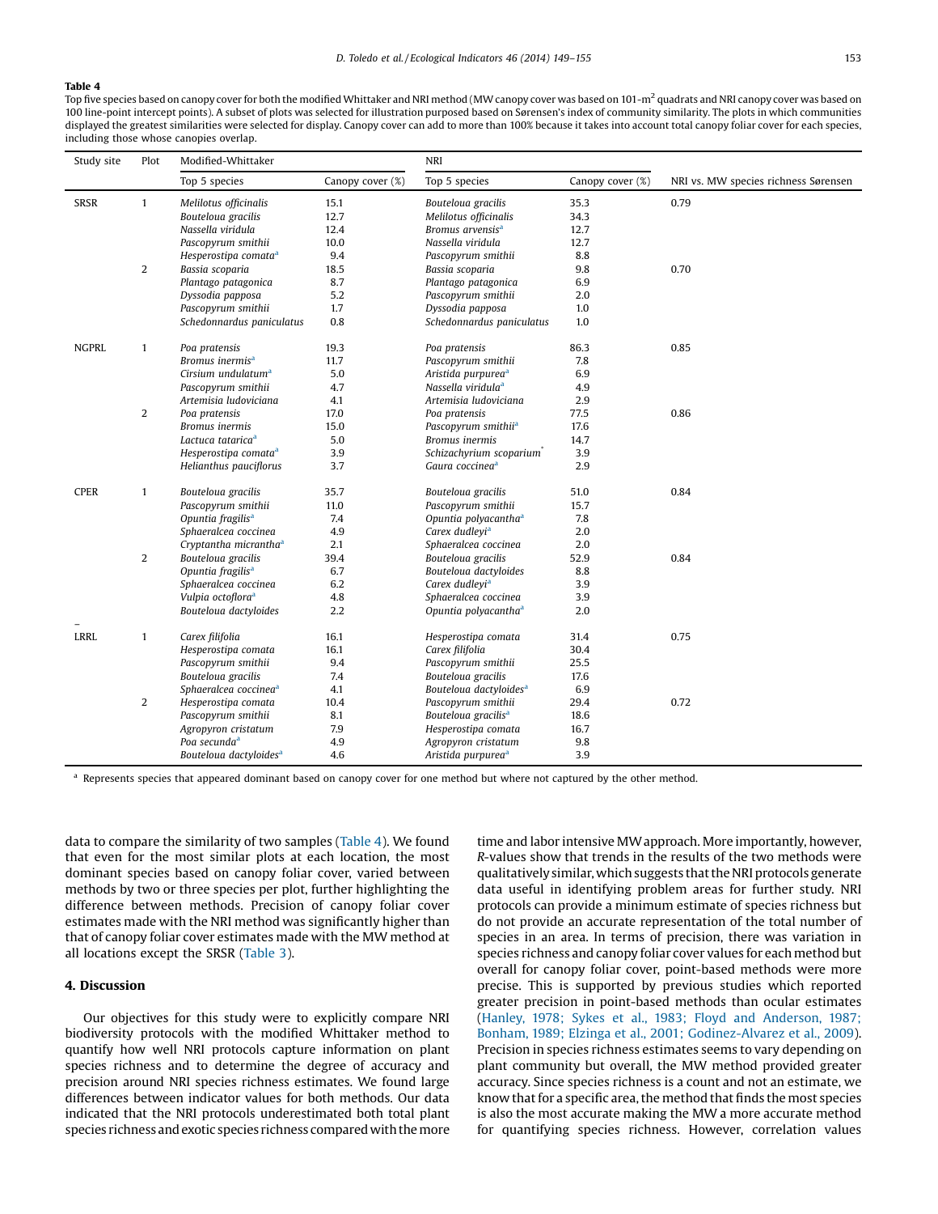**Table 4**

Top five species based on canopy cover for both the modified Whittaker and NRI method (MW canopy cover was based on 101-m$^2$ quadrats and NRI canopy cover was based on 100 line-point intercept points). A subset of plots was selected for illustration purposed based on Sørensen's index of community similarity. The plots in which communities displayed the greatest similarities were selected for display. Canopy cover can add to more than 100% because it takes into account total canopy foliar cover for each species, including those whose canopies overlap.

| Study site | Plot | Modified-Whittaker | | NRI | | |
|---|---|---|---|---|---|---|
| | | Top 5 species | Canopy cover (%) | Top 5 species | Canopy cover (%) | NRI vs. MW species richness Sørensen |
| SRSR | 1 | *Melilotus officinalis* | 15.1 | *Bouteloua gracilis* | 35.3 | 0.79 |
| | | *Bouteloua gracilis* | 12.7 | *Melilotus officinalis* | 34.3 | |
| | | *Nassella viridula* | 12.4 | *Bromus arvensis*[a] | 12.7 | |
| | | *Pascopyrum smithii* | 10.0 | *Nassella viridula* | 12.7 | |
| | | *Hesperostipa comata*[a] | 9.4 | *Pascopyrum smithii* | 8.8 | |
| | 2 | *Bassia scoparia* | 18.5 | *Bassia scoparia* | 9.8 | 0.70 |
| | | *Plantago patagonica* | 8.7 | *Plantago patagonica* | 6.9 | |
| | | *Dyssodia papposa* | 5.2 | *Pascopyrum smithii* | 2.0 | |
| | | *Pascopyrum smithii* | 1.7 | *Dyssodia papposa* | 1.0 | |
| | | *Schedonnardus paniculatus* | 0.8 | *Schedonnardus paniculatus* | 1.0 | |
| NGPRL | 1 | *Poa pratensis* | 19.3 | *Poa pratensis* | 86.3 | 0.85 |
| | | *Bromus inermis*[a] | 11.7 | *Pascopyrum smithii* | 7.8 | |
| | | *Cirsium undulatum*[a] | 5.0 | *Aristida purpurea*[a] | 6.9 | |
| | | *Pascopyrum smithii* | 4.7 | *Nassella viridula*[a] | 4.9 | |
| | | *Artemisia ludoviciana* | 4.1 | *Artemisia ludoviciana* | 2.9 | |
| | 2 | *Poa pratensis* | 17.0 | *Poa pratensis* | 77.5 | 0.86 |
| | | *Bromus inermis* | 15.0 | *Pascopyrum smithii*[a] | 17.6 | |
| | | *Lactuca tatarica*[a] | 5.0 | *Bromus inermis* | 14.7 | |
| | | *Hesperostipa comata*[a] | 3.9 | *Schizachyrium scoparium*[*] | 3.9 | |
| | | *Helianthus pauciflorus* | 3.7 | *Gaura coccinea*[a] | 2.9 | |
| CPER | 1 | *Bouteloua gracilis* | 35.7 | *Bouteloua gracilis* | 51.0 | 0.84 |
| | | *Pascopyrum smithii* | 11.0 | *Pascopyrum smithii* | 15.7 | |
| | | *Opuntia fragilis*[a] | 7.4 | *Opuntia polyacantha*[a] | 7.8 | |
| | | *Sphaeralcea coccinea* | 4.9 | *Carex dudleyi*[a] | 2.0 | |
| | | *Cryptantha micrantha*[a] | 2.1 | *Sphaeralcea coccinea* | 2.0 | |
| | 2 | *Bouteloua gracilis* | 39.4 | *Bouteloua gracilis* | 52.9 | 0.84 |
| | | *Opuntia fragilis*[a] | 6.7 | *Bouteloua dactyloides* | 8.8 | |
| | | *Sphaeralcea coccinea* | 6.2 | *Carex dudleyi*[a] | 3.9 | |
| | | *Vulpia octoflora*[a] | 4.8 | *Sphaeralcea coccinea* | 3.9 | |
| | | *Bouteloua dactyloides* | 2.2 | *Opuntia polyacantha*[a] | 2.0 | |
| LRRL | 1 | *Carex filifolia* | 16.1 | *Hesperostipa comata* | 31.4 | 0.75 |
| | | *Hesperostipa comata* | 16.1 | *Carex filifolia* | 30.4 | |
| | | *Pascopyrum smithii* | 9.4 | *Pascopyrum smithii* | 25.5 | |
| | | *Bouteloua gracilis* | 7.4 | *Bouteloua gracilis* | 17.6 | |
| | | *Sphaeralcea coccinea*[a] | 4.1 | *Bouteloua dactyloides*[a] | 6.9 | |
| | 2 | *Hesperostipa comata* | 10.4 | *Pascopyrum smithii* | 29.4 | 0.72 |
| | | *Pascopyrum smithii* | 8.1 | *Bouteloua gracilis*[a] | 18.6 | |
| | | *Agropyron cristatum* | 7.9 | *Hesperostipa comata* | 16.7 | |
| | | *Poa secunda*[a] | 4.9 | *Agropyron cristatum* | 9.8 | |
| | | *Bouteloua dactyloides*[a] | 4.6 | *Aristida purpurea*[a] | 3.9 | |

[a] Represents species that appeared dominant based on canopy cover for one method but where not captured by the other method.

data to compare the similarity of two samples (Table 4). We found that even for the most similar plots at each location, the most dominant species based on canopy foliar cover, varied between methods by two or three species per plot, further highlighting the difference between methods. Precision of canopy foliar cover estimates made with the NRI method was significantly higher than that of canopy foliar cover estimates made with the MW method at all locations except the SRSR (Table 3).

## 4. Discussion

Our objectives for this study were to explicitly compare NRI biodiversity protocols with the modified Whittaker method to quantify how well NRI protocols capture information on plant species richness and to determine the degree of accuracy and precision around NRI species richness estimates. We found large differences between indicator values for both methods. Our data indicated that the NRI protocols underestimated both total plant species richness and exotic species richness compared with the more time and labor intensive MW approach. More importantly, however, *R*-values show that trends in the results of the two methods were qualitatively similar, which suggests that the NRI protocols generate data useful in identifying problem areas for further study. NRI protocols can provide a minimum estimate of species richness but do not provide an accurate representation of the total number of species in an area. In terms of precision, there was variation in species richness and canopy foliar cover values for each method but overall for canopy foliar cover, point-based methods were more precise. This is supported by previous studies which reported greater precision in point-based methods than ocular estimates (Hanley, 1978; Sykes et al., 1983; Floyd and Anderson, 1987; Bonham, 1989; Elzinga et al., 2001; Godinez-Alvarez et al., 2009). Precision in species richness estimates seems to vary depending on plant community but overall, the MW method provided greater accuracy. Since species richness is a count and not an estimate, we know that for a specific area, the method that finds the most species is also the most accurate making the MW a more accurate method for quantifying species richness. However, correlation values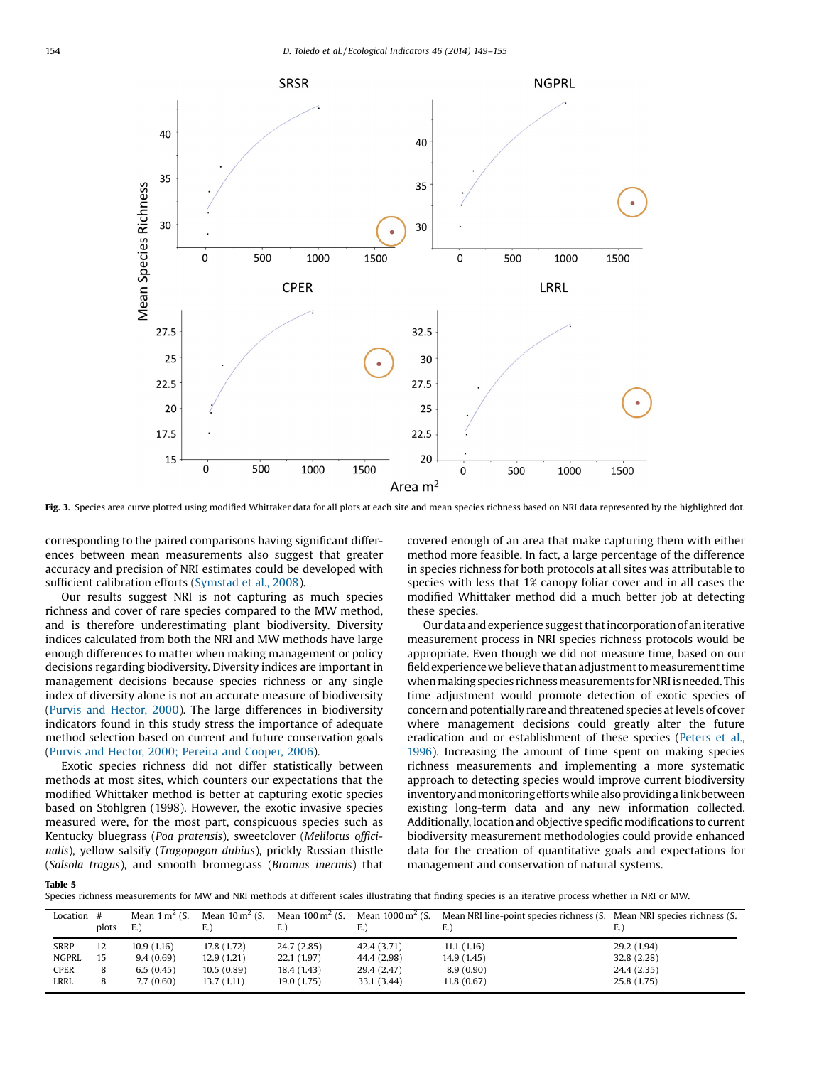**Fig. 3.** Species area curve plotted using modified Whittaker data for all plots at each site and mean species richness based on NRI data represented by the highlighted dot.

corresponding to the paired comparisons having significant differences between mean measurements also suggest that greater accuracy and precision of NRI estimates could be developed with sufficient calibration efforts (Symstad et al., 2008).

Our results suggest NRI is not capturing as much species richness and cover of rare species compared to the MW method, and is therefore underestimating plant biodiversity. Diversity indices calculated from both the NRI and MW methods have large enough differences to matter when making management or policy decisions regarding biodiversity. Diversity indices are important in management decisions because species richness or any single index of diversity alone is not an accurate measure of biodiversity (Purvis and Hector, 2000). The large differences in biodiversity indicators found in this study stress the importance of adequate method selection based on current and future conservation goals (Purvis and Hector, 2000; Pereira and Cooper, 2006).

Exotic species richness did not differ statistically between methods at most sites, which counters our expectations that the modified Whittaker method is better at capturing exotic species based on Stohlgren (1998). However, the exotic invasive species measured were, for the most part, conspicuous species such as Kentucky bluegrass (*Poa pratensis*), sweetclover (*Melilotus officinalis*), yellow salsify (*Tragopogon dubius*), prickly Russian thistle (*Salsola tragus*), and smooth bromegrass (*Bromus inermis*) that covered enough of an area that make capturing them with either method more feasible. In fact, a large percentage of the difference in species richness for both protocols at all sites was attributable to species with less that 1% canopy foliar cover and in all cases the modified Whittaker method did a much better job at detecting these species.

Our data and experience suggest that incorporation of an iterative measurement process in NRI species richness protocols would be appropriate. Even though we did not measure time, based on our field experience we believe that an adjustment to measurement time when making species richness measurements for NRI is needed. This time adjustment would promote detection of exotic species of concern and potentially rare and threatened species at levels of cover where management decisions could greatly alter the future eradication and or establishment of these species (Peters et al., 1996). Increasing the amount of time spent on making species richness measurements and implementing a more systematic approach to detecting species would improve current biodiversity inventory and monitoring efforts while also providing a link between existing long-term data and any new information collected. Additionally, location and objective specific modifications to current biodiversity measurement methodologies could provide enhanced data for the creation of quantitative goals and expectations for management and conservation of natural systems.

**Table 5**
Species richness measurements for MW and NRI methods at different scales illustrating that finding species is an iterative process whether in NRI or MW.

| Location | # plots | Mean 1 m$^2$ (S. E.) | Mean 10 m$^2$ (S. E.) | Mean 100 m$^2$ (S. E.) | Mean 1000 m$^2$ (S. E.) | Mean NRI line-point species richness (S. E.) | Mean NRI species richness (S. E.) |
|---|---|---|---|---|---|---|---|
| SRRP | 12 | 10.9 (1.16) | 17.8 (1.72) | 24.7 (2.85) | 42.4 (3.71) | 11.1 (1.16) | 29.2 (1.94) |
| NGPRL | 15 | 9.4 (0.69) | 12.9 (1.21) | 22.1 (1.97) | 44.4 (2.98) | 14.9 (1.45) | 32.8 (2.28) |
| CPER | 8 | 6.5 (0.45) | 10.5 (0.89) | 18.4 (1.43) | 29.4 (2.47) | 8.9 (0.90) | 24.4 (2.35) |
| LRRL | 8 | 7.7 (0.60) | 13.7 (1.11) | 19.0 (1.75) | 33.1 (3.44) | 11.8 (0.67) | 25.8 (1.75) |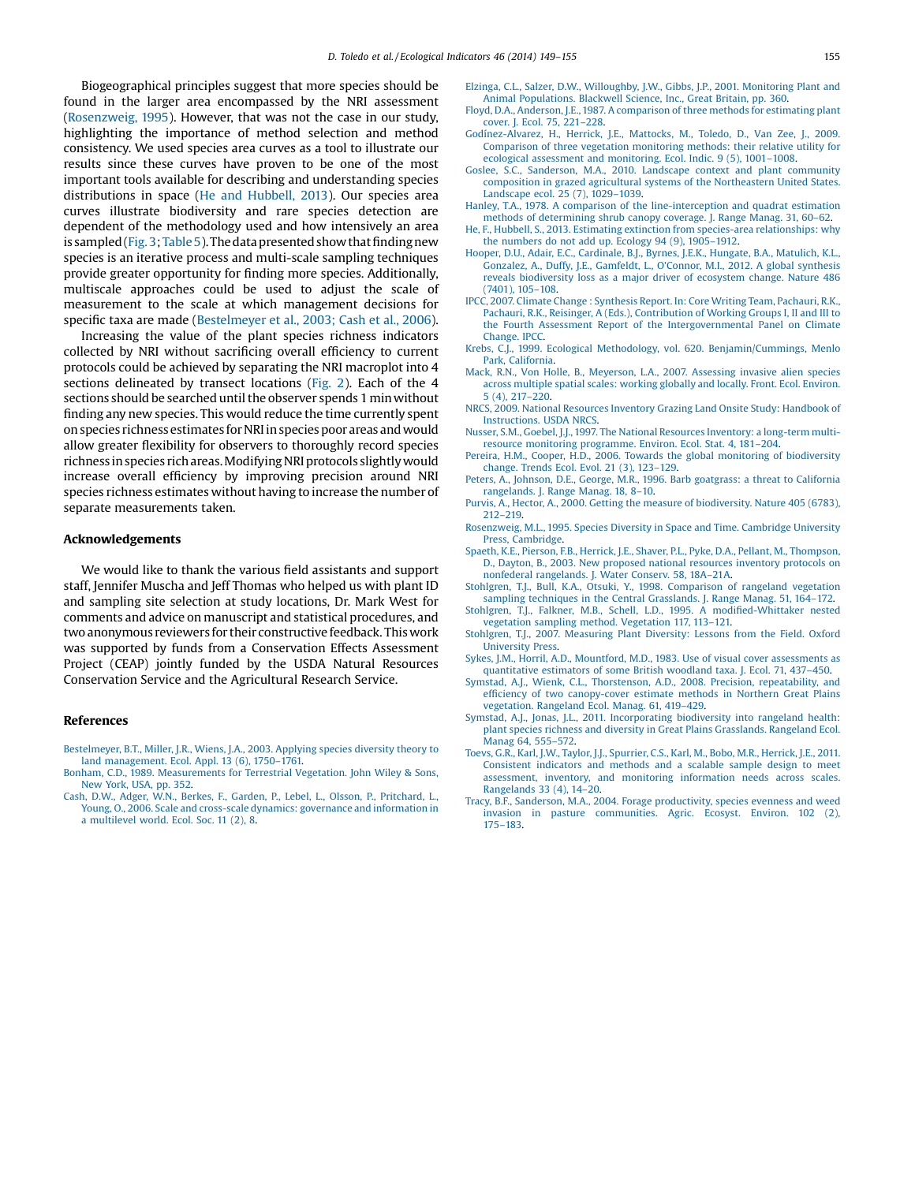Biogeographical principles suggest that more species should be found in the larger area encompassed by the NRI assessment (Rosenzweig, 1995). However, that was not the case in our study, highlighting the importance of method selection and method consistency. We used species area curves as a tool to illustrate our results since these curves have proven to be one of the most important tools available for describing and understanding species distributions in space (He and Hubbell, 2013). Our species area curves illustrate biodiversity and rare species detection are dependent of the methodology used and how intensively an area is sampled (Fig. 3; Table 5). The data presented show that finding new species is an iterative process and multi-scale sampling techniques provide greater opportunity for finding more species. Additionally, multiscale approaches could be used to adjust the scale of measurement to the scale at which management decisions for specific taxa are made (Bestelmeyer et al., 2003; Cash et al., 2006).

Increasing the value of the plant species richness indicators collected by NRI without sacrificing overall efficiency to current protocols could be achieved by separating the NRI macroplot into 4 sections delineated by transect locations (Fig. 2). Each of the 4 sections should be searched until the observer spends 1 min without finding any new species. This would reduce the time currently spent on species richness estimates for NRI in species poor areas and would allow greater flexibility for observers to thoroughly record species richness in species rich areas. Modifying NRI protocols slightly would increase overall efficiency by improving precision around NRI species richness estimates without having to increase the number of separate measurements taken.

## Acknowledgements

We would like to thank the various field assistants and support staff, Jennifer Muscha and Jeff Thomas who helped us with plant ID and sampling site selection at study locations, Dr. Mark West for comments and advice on manuscript and statistical procedures, and two anonymous reviewers for their constructive feedback. This work was supported by funds from a Conservation Effects Assessment Project (CEAP) jointly funded by the USDA Natural Resources Conservation Service and the Agricultural Research Service.

## References

Bestelmeyer, B.T., Miller, J.R., Wiens, J.A., 2003. Applying species diversity theory to land management. Ecol. Appl. 13 (6), 1750–1761.

Bonham, C.D., 1989. Measurements for Terrestrial Vegetation. John Wiley & Sons, New York, USA, pp. 352.

Cash, D.W., Adger, W.N., Berkes, F., Garden, P., Lebel, L., Olsson, P., Pritchard, L., Young, O., 2006. Scale and cross-scale dynamics: governance and information in a multilevel world. Ecol. Soc. 11 (2), 8.

Elzinga, C.L., Salzer, D.W., Willoughby, J.W., Gibbs, J.P., 2001. Monitoring Plant and Animal Populations. Blackwell Science, Inc., Great Britain, pp. 360.

Floyd, D.A., Anderson, J.E., 1987. A comparison of three methods for estimating plant cover. J. Ecol. 75, 221–228.

Godínez-Alvarez, H., Herrick, J.E., Mattocks, M., Toledo, D., Van Zee, J., 2009. Comparison of three vegetation monitoring methods: their relative utility for ecological assessment and monitoring. Ecol. Indic. 9 (5), 1001–1008.

Goslee, S.C., Sanderson, M.A., 2010. Landscape context and plant community composition in grazed agricultural systems of the Northeastern United States. Landscape ecol. 25 (7), 1029–1039.

Hanley, T.A., 1978. A comparison of the line-interception and quadrat estimation methods of determining shrub canopy coverage. J. Range Manag. 31, 60–62.

He, F., Hubbell, S., 2013. Estimating extinction from species-area relationships: why the numbers do not add up. Ecology 94 (9), 1905–1912.

Hooper, D.U., Adair, E.C., Cardinale, B.J., Byrnes, J.E.K., Hungate, B.A., Matulich, K.L., Gonzalez, A., Duffy, J.E., Gamfeldt, L., O'Connor, M.I., 2012. A global synthesis reveals biodiversity loss as a major driver of ecosystem change. Nature 486 (7401), 105–108.

IPCC, 2007. Climate Change : Synthesis Report. In: Core Writing Team, Pachauri, R.K., Pachauri, R.K., Reisinger, A (Eds.), Contribution of Working Groups I, II and III to the Fourth Assessment Report of the Intergovernmental Panel on Climate Change. IPCC.

Krebs, C.J., 1999. Ecological Methodology, vol. 620. Benjamin/Cummings, Menlo Park, California.

Mack, R.N., Von Holle, B., Meyerson, L.A., 2007. Assessing invasive alien species across multiple spatial scales: working globally and locally. Front. Ecol. Environ. 5 (4), 217–220.

NRCS, 2009. National Resources Inventory Grazing Land Onsite Study: Handbook of Instructions. USDA NRCS.

Nusser, S.M., Goebel, J.J., 1997. The National Resources Inventory: a long-term multi-resource monitoring programme. Environ. Ecol. Stat. 4, 181–204.

Pereira, H.M., Cooper, H.D., 2006. Towards the global monitoring of biodiversity change. Trends Ecol. Evol. 21 (3), 123–129.

Peters, A., Johnson, D.E., George, M.R., 1996. Barb goatgrass: a threat to California rangelands. J. Range Manag. 18, 8–10.

Purvis, A., Hector, A., 2000. Getting the measure of biodiversity. Nature 405 (6783), 212–219.

Rosenzweig, M.L., 1995. Species Diversity in Space and Time. Cambridge University Press, Cambridge.

Spaeth, K.E., Pierson, F.B., Herrick, J.E., Shaver, P.L., Pyke, D.A., Pellant, M., Thompson, D., Dayton, B., 2003. New proposed national resources inventory protocols on nonfederal rangelands. J. Water Conserv. 58, 18A–21A.

Stohlgren, T.J., Bull, K.A., Otsuki, Y., 1998. Comparison of rangeland vegetation sampling techniques in the Central Grasslands. J. Range Manag. 51, 164–172.

Stohlgren, T.J., Falkner, M.B., Schell, L.D., 1995. A modified-Whittaker nested vegetation sampling method. Vegetation 117, 113–121.

Stohlgren, T.J., 2007. Measuring Plant Diversity: Lessons from the Field. Oxford University Press.

Sykes, J.M., Horril, A.D., Mountford, M.D., 1983. Use of visual cover assessments as quantitative estimators of some British woodland taxa. J. Ecol. 71, 437–450.

Symstad, A.J., Wienk, C.L., Thorstenson, A.D., 2008. Precision, repeatability, and efficiency of two canopy-cover estimate methods in Northern Great Plains vegetation. Rangeland Ecol. Manag. 61, 419–429.

Symstad, A.J., Jonas, J.L., 2011. Incorporating biodiversity into rangeland health: plant species richness and diversity in Great Plains Grasslands. Rangeland Ecol. Manag 64, 555–572.

Toevs, G.R., Karl, J.W., Taylor, J.J., Spurrier, C.S., Karl, M., Bobo, M.R., Herrick, J.E., 2011. Consistent indicators and methods and a scalable sample design to meet assessment, inventory, and monitoring information needs across scales. Rangelands 33 (4), 14–20.

Tracy, B.F., Sanderson, M.A., 2004. Forage productivity, species evenness and weed invasion in pasture communities. Agric. Ecosyst. Environ. 102 (2), 175–183.